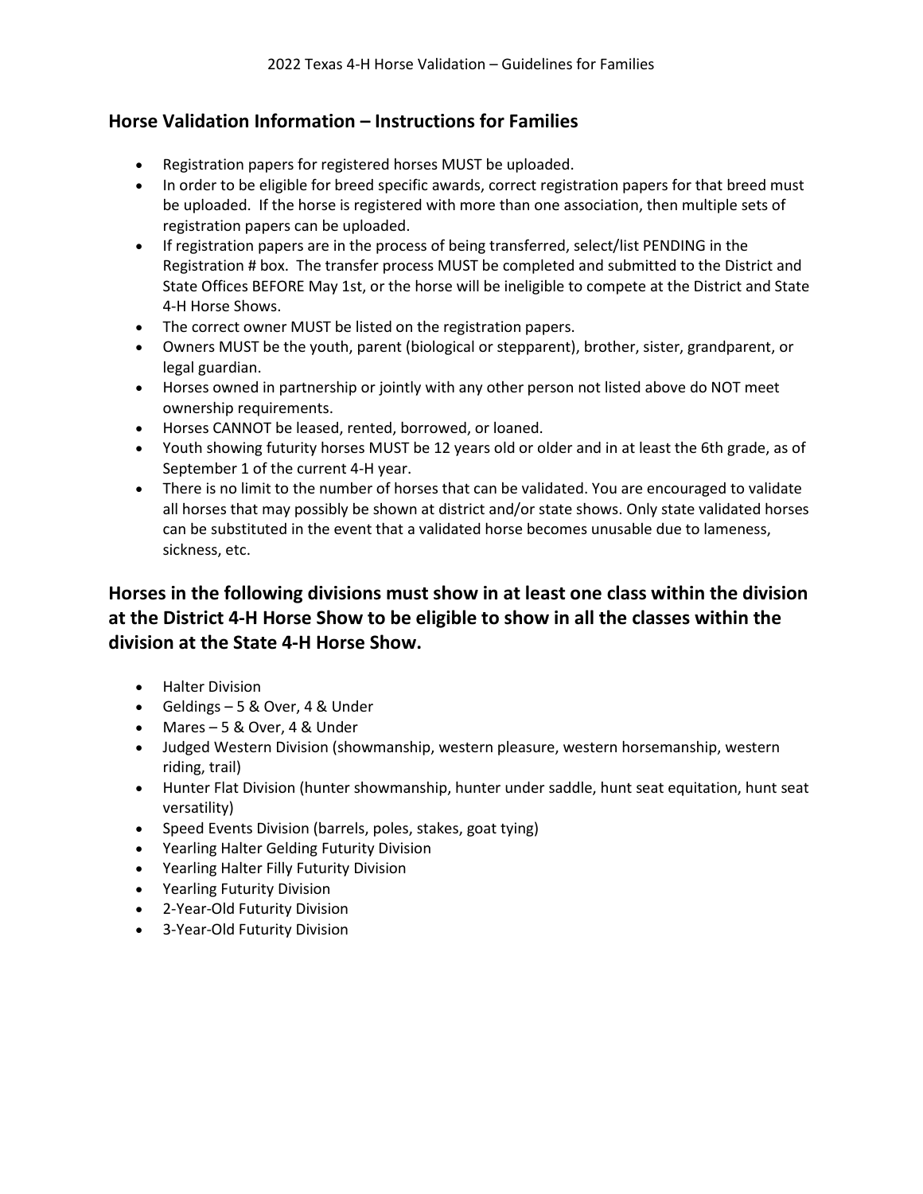## Horse Validation Information – Instructions for Families

- Registration papers for registered horses MUST be uploaded.
- In order to be eligible for breed specific awards, correct registration papers for that breed must be uploaded. If the horse is registered with more than one association, then multiple sets of registration papers can be uploaded.
- If registration papers are in the process of being transferred, select/list PENDING in the Registration # box. The transfer process MUST be completed and submitted to the District and State Offices BEFORE May 1st, or the horse will be ineligible to compete at the District and State 4-H Horse Shows.
- The correct owner MUST be listed on the registration papers.
- Owners MUST be the youth, parent (biological or stepparent), brother, sister, grandparent, or legal guardian.
- Horses owned in partnership or jointly with any other person not listed above do NOT meet ownership requirements.
- Horses CANNOT be leased, rented, borrowed, or loaned.
- Youth showing futurity horses MUST be 12 years old or older and in at least the 6th grade, as of September 1 of the current 4-H year.
- There is no limit to the number of horses that can be validated. You are encouraged to validate all horses that may possibly be shown at district and/or state shows. Only state validated horses can be substituted in the event that a validated horse becomes unusable due to lameness, sickness, etc.

## Horses in the following divisions must show in at least one class within the division at the District 4-H Horse Show to be eligible to show in all the classes within the division at the State 4-H Horse Show.

- Halter Division
- Geldings – 5 & Over, 4 & Under
- Mares – 5 & Over, 4 & Under
- Judged Western Division (showmanship, western pleasure, western horsemanship, western riding, trail)
- Hunter Flat Division (hunter showmanship, hunter under saddle, hunt seat equitation, hunt seat versatility)
- Speed Events Division (barrels, poles, stakes, goat tying)
- Yearling Halter Gelding Futurity Division
- Yearling Halter Filly Futurity Division
- Yearling Futurity Division
- 2-Year-Old Futurity Division
- 3-Year-Old Futurity Division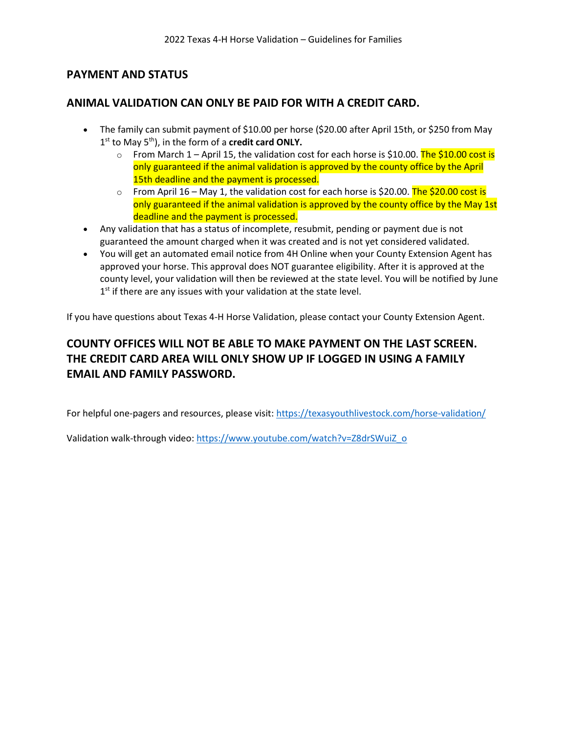## PAYMENT AND STATUS

## ANIMAL VALIDATION CAN ONLY BE PAID FOR WITH A CREDIT CARD.

- The family can submit payment of $10.00 per horse ($20.00 after April 15th, or $250 from May 1st to May 5th), in the form of a **credit card ONLY.**
  - From March 1 – April 15, the validation cost for each horse is $10.00. The $10.00 cost is only guaranteed if the animal validation is approved by the county office by the April 15th deadline and the payment is processed.
  - From April 16 – May 1, the validation cost for each horse is $20.00. The $20.00 cost is only guaranteed if the animal validation is approved by the county office by the May 1st deadline and the payment is processed.
- Any validation that has a status of incomplete, resubmit, pending or payment due is not guaranteed the amount charged when it was created and is not yet considered validated.
- You will get an automated email notice from 4H Online when your County Extension Agent has approved your horse. This approval does NOT guarantee eligibility. After it is approved at the county level, your validation will then be reviewed at the state level. You will be notified by June 1st if there are any issues with your validation at the state level.

If you have questions about Texas 4-H Horse Validation, please contact your County Extension Agent.

## COUNTY OFFICES WILL NOT BE ABLE TO MAKE PAYMENT ON THE LAST SCREEN. THE CREDIT CARD AREA WILL ONLY SHOW UP IF LOGGED IN USING A FAMILY EMAIL AND FAMILY PASSWORD.

For helpful one-pagers and resources, please visit: https://texasyouthlivestock.com/horse-validation/

Validation walk-through video: https://www.youtube.com/watch?v=Z8drSWuiZ_o